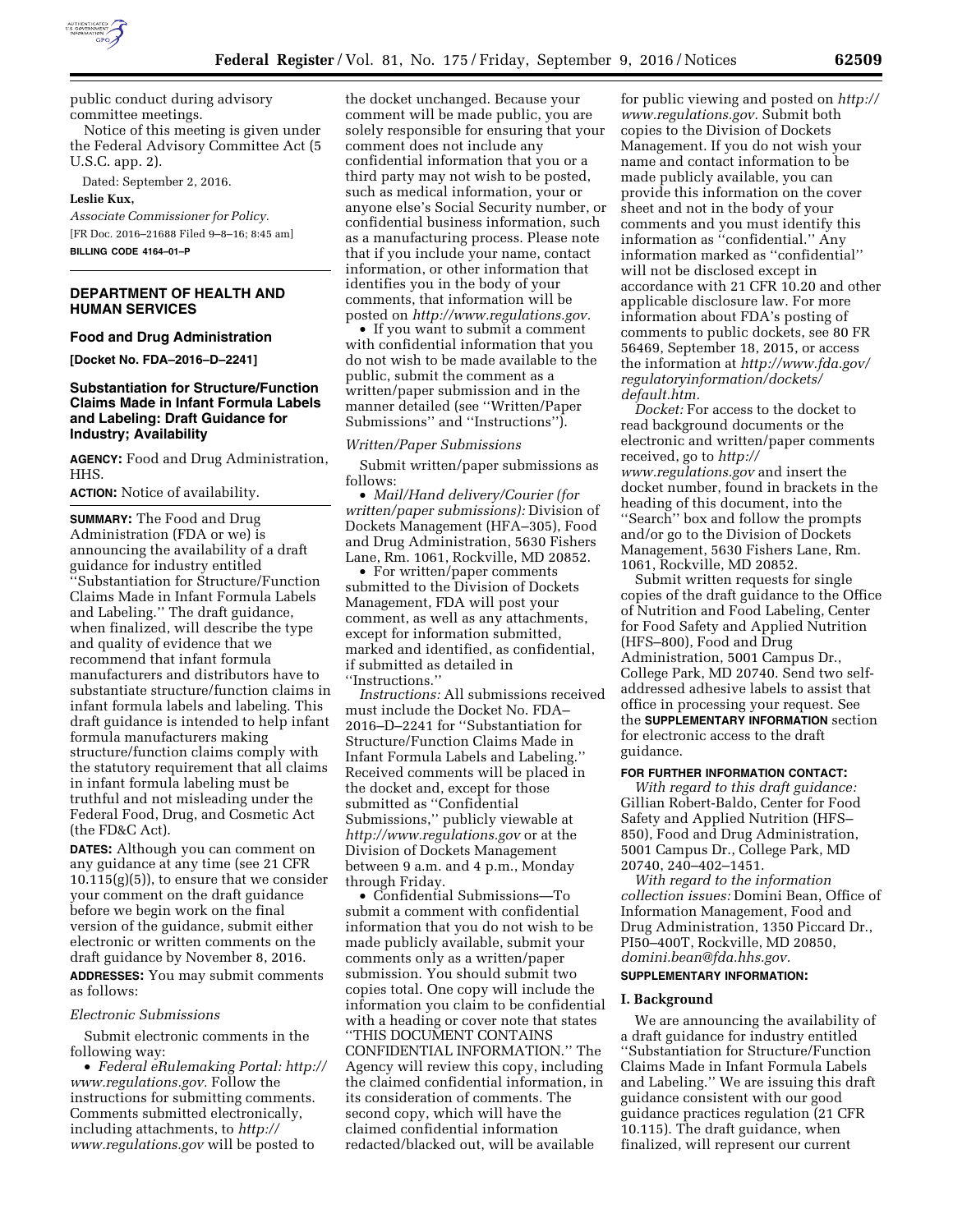public conduct during advisory committee meetings.

Notice of this meeting is given under the Federal Advisory Committee Act (5 U.S.C. app. 2).

Dated: September 2, 2016.

**Leslie Kux,**

*Associate Commissioner for Policy.*

[FR Doc. 2016–21688 Filed 9–8–16; 8:45 am]

**BILLING CODE 4164–01–P**

## DEPARTMENT OF HEALTH AND HUMAN SERVICES

### Food and Drug Administration

**[Docket No. FDA–2016–D–2241]**

### Substantiation for Structure/Function Claims Made in Infant Formula Labels and Labeling: Draft Guidance for Industry; Availability

**AGENCY:** Food and Drug Administration, HHS.

**ACTION:** Notice of availability.

**SUMMARY:** The Food and Drug Administration (FDA or we) is announcing the availability of a draft guidance for industry entitled ''Substantiation for Structure/Function Claims Made in Infant Formula Labels and Labeling.'' The draft guidance, when finalized, will describe the type and quality of evidence that we recommend that infant formula manufacturers and distributors have to substantiate structure/function claims in infant formula labels and labeling. This draft guidance is intended to help infant formula manufacturers making structure/function claims comply with the statutory requirement that all claims in infant formula labeling must be truthful and not misleading under the Federal Food, Drug, and Cosmetic Act (the FD&C Act).

**DATES:** Although you can comment on any guidance at any time (see 21 CFR 10.115(g)(5)), to ensure that we consider your comment on the draft guidance before we begin work on the final version of the guidance, submit either electronic or written comments on the draft guidance by November 8, 2016.

**ADDRESSES:** You may submit comments as follows:

*Electronic Submissions*

Submit electronic comments in the following way:

- *Federal eRulemaking Portal: http://www.regulations.gov.* Follow the instructions for submitting comments. Comments submitted electronically, including attachments, to *http://www.regulations.gov* will be posted to the docket unchanged. Because your comment will be made public, you are solely responsible for ensuring that your comment does not include any confidential information that you or a third party may not wish to be posted, such as medical information, your or anyone else's Social Security number, or confidential business information, such as a manufacturing process. Please note that if you include your name, contact information, or other information that identifies you in the body of your comments, that information will be posted on *http://www.regulations.gov.*
- If you want to submit a comment with confidential information that you do not wish to be made available to the public, submit the comment as a written/paper submission and in the manner detailed (see ''Written/Paper Submissions'' and ''Instructions'').

*Written/Paper Submissions*

Submit written/paper submissions as follows:

- *Mail/Hand delivery/Courier (for written/paper submissions):* Division of Dockets Management (HFA–305), Food and Drug Administration, 5630 Fishers Lane, Rm. 1061, Rockville, MD 20852.
- For written/paper comments submitted to the Division of Dockets Management, FDA will post your comment, as well as any attachments, except for information submitted, marked and identified, as confidential, if submitted as detailed in ''Instructions.''

*Instructions:* All submissions received must include the Docket No. FDA–2016–D–2241 for ''Substantiation for Structure/Function Claims Made in Infant Formula Labels and Labeling.'' Received comments will be placed in the docket and, except for those submitted as ''Confidential Submissions,'' publicly viewable at *http://www.regulations.gov* or at the Division of Dockets Management between 9 a.m. and 4 p.m., Monday through Friday.

- Confidential Submissions—To submit a comment with confidential information that you do not wish to be made publicly available, submit your comments only as a written/paper submission. You should submit two copies total. One copy will include the information you claim to be confidential with a heading or cover note that states ''THIS DOCUMENT CONTAINS CONFIDENTIAL INFORMATION.'' The Agency will review this copy, including the claimed confidential information, in its consideration of comments. The second copy, which will have the claimed confidential information redacted/blacked out, will be available for public viewing and posted on *http://www.regulations.gov.* Submit both copies to the Division of Dockets Management. If you do not wish your name and contact information to be made publicly available, you can provide this information on the cover sheet and not in the body of your comments and you must identify this information as ''confidential.'' Any information marked as ''confidential'' will not be disclosed except in accordance with 21 CFR 10.20 and other applicable disclosure law. For more information about FDA's posting of comments to public dockets, see 80 FR 56469, September 18, 2015, or access the information at *http://www.fda.gov/regulatoryinformation/dockets/default.htm.*

*Docket:* For access to the docket to read background documents or the electronic and written/paper comments received, go to *http://www.regulations.gov* and insert the docket number, found in brackets in the heading of this document, into the ''Search'' box and follow the prompts and/or go to the Division of Dockets Management, 5630 Fishers Lane, Rm. 1061, Rockville, MD 20852.

Submit written requests for single copies of the draft guidance to the Office of Nutrition and Food Labeling, Center for Food Safety and Applied Nutrition (HFS–800), Food and Drug Administration, 5001 Campus Dr., College Park, MD 20740. Send two self-addressed adhesive labels to assist that office in processing your request. See the **SUPPLEMENTARY INFORMATION** section for electronic access to the draft guidance.

**FOR FURTHER INFORMATION CONTACT:**

*With regard to this draft guidance:* Gillian Robert-Baldo, Center for Food Safety and Applied Nutrition (HFS–850), Food and Drug Administration, 5001 Campus Dr., College Park, MD 20740, 240–402–1451.

*With regard to the information collection issues:* Domini Bean, Office of Information Management, Food and Drug Administration, 1350 Piccard Dr., PI50–400T, Rockville, MD 20850, *domini.bean@fda.hhs.gov.*

**SUPPLEMENTARY INFORMATION:**

### I. Background

We are announcing the availability of a draft guidance for industry entitled ''Substantiation for Structure/Function Claims Made in Infant Formula Labels and Labeling.'' We are issuing this draft guidance consistent with our good guidance practices regulation (21 CFR 10.115). The draft guidance, when finalized, will represent our current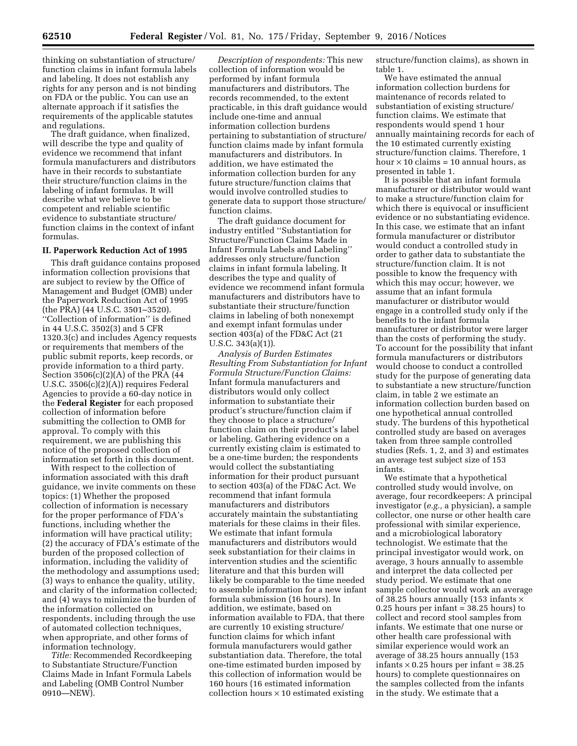thinking on substantiation of structure/function claims in infant formula labels and labeling. It does not establish any rights for any person and is not binding on FDA or the public. You can use an alternate approach if it satisfies the requirements of the applicable statutes and regulations.

The draft guidance, when finalized, will describe the type and quality of evidence we recommend that infant formula manufacturers and distributors have in their records to substantiate their structure/function claims in the labeling of infant formulas. It will describe what we believe to be competent and reliable scientific evidence to substantiate structure/function claims in the context of infant formulas.

## II. Paperwork Reduction Act of 1995

This draft guidance contains proposed information collection provisions that are subject to review by the Office of Management and Budget (OMB) under the Paperwork Reduction Act of 1995 (the PRA) (44 U.S.C. 3501–3520). ''Collection of information'' is defined in 44 U.S.C. 3502(3) and 5 CFR 1320.3(c) and includes Agency requests or requirements that members of the public submit reports, keep records, or provide information to a third party. Section 3506(c)(2)(A) of the PRA (44 U.S.C. 3506(c)(2)(A)) requires Federal Agencies to provide a 60-day notice in the **Federal Register** for each proposed collection of information before submitting the collection to OMB for approval. To comply with this requirement, we are publishing this notice of the proposed collection of information set forth in this document.

With respect to the collection of information associated with this draft guidance, we invite comments on these topics: (1) Whether the proposed collection of information is necessary for the proper performance of FDA's functions, including whether the information will have practical utility; (2) the accuracy of FDA's estimate of the burden of the proposed collection of information, including the validity of the methodology and assumptions used; (3) ways to enhance the quality, utility, and clarity of the information collected; and (4) ways to minimize the burden of the information collected on respondents, including through the use of automated collection techniques, when appropriate, and other forms of information technology.

*Title:* Recommended Recordkeeping to Substantiate Structure/Function Claims Made in Infant Formula Labels and Labeling (OMB Control Number 0910—NEW).

*Description of respondents:* This new collection of information would be performed by infant formula manufacturers and distributors. The records recommended, to the extent practicable, in this draft guidance would include one-time and annual information collection burdens pertaining to substantiation of structure/function claims made by infant formula manufacturers and distributors. In addition, we have estimated the information collection burden for any future structure/function claims that would involve controlled studies to generate data to support those structure/function claims.

The draft guidance document for industry entitled ''Substantiation for Structure/Function Claims Made in Infant Formula Labels and Labeling'' addresses only structure/function claims in infant formula labeling. It describes the type and quality of evidence we recommend infant formula manufacturers and distributors have to substantiate their structure/function claims in labeling of both nonexempt and exempt infant formulas under section 403(a) of the FD&C Act (21 U.S.C. 343(a)(1)).

*Analysis of Burden Estimates Resulting From Substantiation for Infant Formula Structure/Function Claims:* Infant formula manufacturers and distributors would only collect information to substantiate their product's structure/function claim if they choose to place a structure/function claim on their product's label or labeling. Gathering evidence on a currently existing claim is estimated to be a one-time burden; the respondents would collect the substantiating information for their product pursuant to section 403(a) of the FD&C Act. We recommend that infant formula manufacturers and distributors accurately maintain the substantiating materials for these claims in their files. We estimate that infant formula manufacturers and distributors would seek substantiation for their claims in intervention studies and the scientific literature and that this burden will likely be comparable to the time needed to assemble information for a new infant formula submission (16 hours). In addition, we estimate, based on information available to FDA, that there are currently 10 existing structure/function claims for which infant formula manufacturers would gather substantiation data. Therefore, the total one-time estimated burden imposed by this collection of information would be 160 hours (16 estimated information collection hours × 10 estimated existing structure/function claims), as shown in table 1.

We have estimated the annual information collection burdens for maintenance of records related to substantiation of existing structure/function claims. We estimate that respondents would spend 1 hour annually maintaining records for each of the 10 estimated currently existing structure/function claims. Therefore, 1 hour × 10 claims = 10 annual hours, as presented in table 1.

It is possible that an infant formula manufacturer or distributor would want to make a structure/function claim for which there is equivocal or insufficient evidence or no substantiating evidence. In this case, we estimate that an infant formula manufacturer or distributor would conduct a controlled study in order to gather data to substantiate the structure/function claim. It is not possible to know the frequency with which this may occur; however, we assume that an infant formula manufacturer or distributor would engage in a controlled study only if the benefits to the infant formula manufacturer or distributor were larger than the costs of performing the study. To account for the possibility that infant formula manufacturers or distributors would choose to conduct a controlled study for the purpose of generating data to substantiate a new structure/function claim, in table 2 we estimate an information collection burden based on one hypothetical annual controlled study. The burdens of this hypothetical controlled study are based on averages taken from three sample controlled studies (Refs. 1, 2, and 3) and estimates an average test subject size of 153 infants.

We estimate that a hypothetical controlled study would involve, on average, four recordkeepers: A principal investigator (*e.g.,* a physician), a sample collector, one nurse or other health care professional with similar experience, and a microbiological laboratory technologist. We estimate that the principal investigator would work, on average, 3 hours annually to assemble and interpret the data collected per study period. We estimate that one sample collector would work an average of 38.25 hours annually (153 infants × 0.25 hours per infant = 38.25 hours) to collect and record stool samples from infants. We estimate that one nurse or other health care professional with similar experience would work an average of 38.25 hours annually (153 infants × 0.25 hours per infant = 38.25 hours) to complete questionnaires on the samples collected from the infants in the study. We estimate that a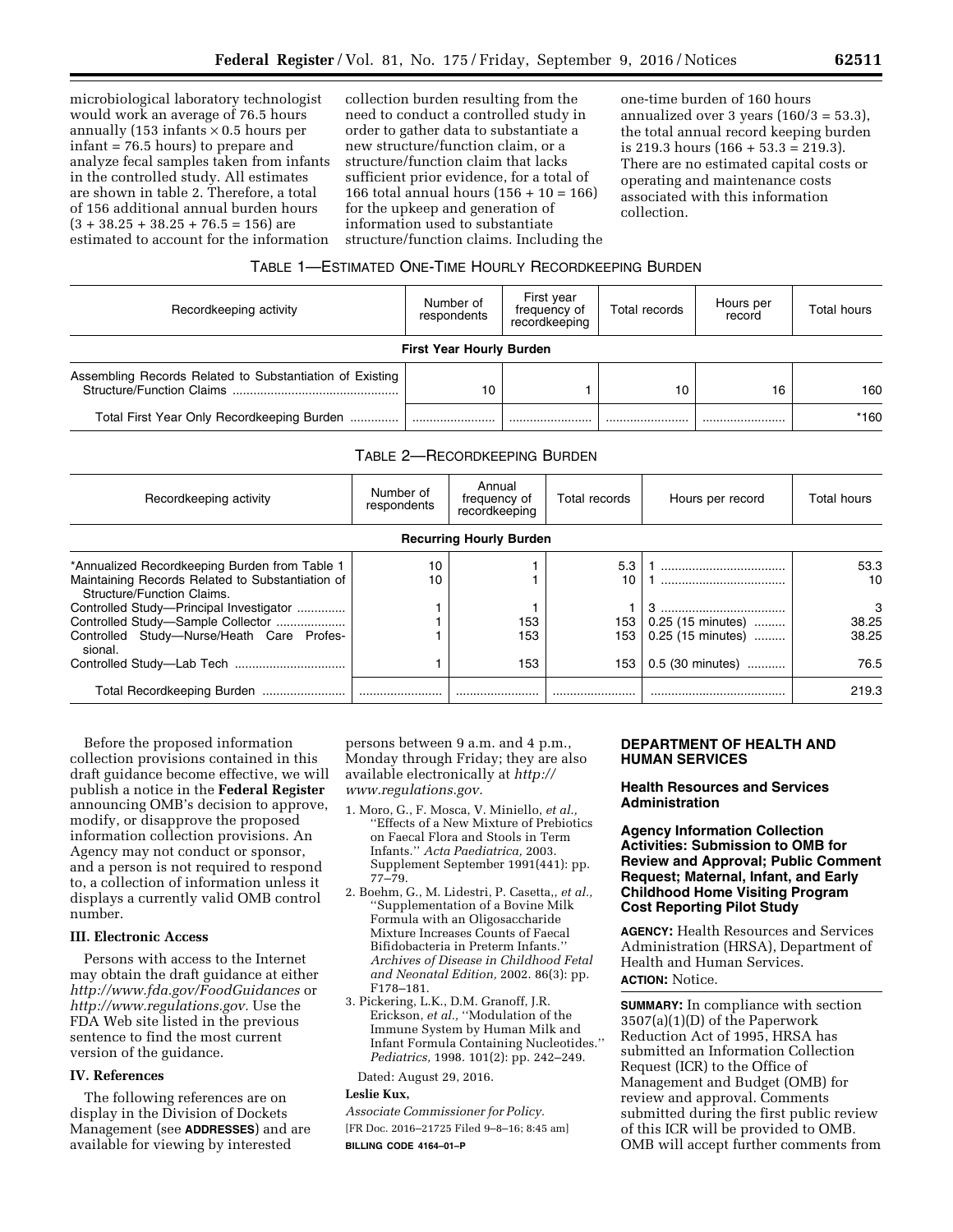microbiological laboratory technologist would work an average of 76.5 hours annually (153 infants × 0.5 hours per infant = 76.5 hours) to prepare and analyze fecal samples taken from infants in the controlled study. All estimates are shown in table 2. Therefore, a total of 156 additional annual burden hours (3 + 38.25 + 38.25 + 76.5 = 156) are estimated to account for the information collection burden resulting from the need to conduct a controlled study in order to gather data to substantiate a new structure/function claim, or a structure/function claim that lacks sufficient prior evidence, for a total of 166 total annual hours (156 + 10 = 166) for the upkeep and generation of information used to substantiate structure/function claims. Including the one-time burden of 160 hours annualized over 3 years (160/3 = 53.3), the total annual record keeping burden is 219.3 hours (166 + 53.3 = 219.3). There are no estimated capital costs or operating and maintenance costs associated with this information collection.

TABLE 1—ESTIMATED ONE-TIME HOURLY RECORDKEEPING BURDEN

| Recordkeeping activity | Number of respondents | First year frequency of recordkeeping | Total records | Hours per record | Total hours |
|---|---|---|---|---|---|
| **First Year Hourly Burden** | | | | | |
| Assembling Records Related to Substantiation of Existing Structure/Function Claims | 10 | 1 | 10 | 16 | 160 |
| Total First Year Only Recordkeeping Burden | | | | | *160 |

TABLE 2—RECORDKEEPING BURDEN

| Recordkeeping activity | Number of respondents | Annual frequency of recordkeeping | Total records | Hours per record | Total hours |
|---|---|---|---|---|---|
| **Recurring Hourly Burden** | | | | | |
| *Annualized Recordkeeping Burden from Table 1 | 10 | 1 | 5.3 | 1 | 53.3 |
| Maintaining Records Related to Substantiation of Structure/Function Claims. | 10 | 1 | 10 | 1 | 10 |
| Controlled Study—Principal Investigator | 1 | 1 | 1 | 3 | 3 |
| Controlled Study—Sample Collector | 1 | 153 | 153 | 0.25 (15 minutes) | 38.25 |
| Controlled Study—Nurse/Heath Care Professional. | 1 | 153 | 153 | 0.25 (15 minutes) | 38.25 |
| Controlled Study—Lab Tech | 1 | 153 | 153 | 0.5 (30 minutes) | 76.5 |
| Total Recordkeeping Burden | | | | | 219.3 |

Before the proposed information collection provisions contained in this draft guidance become effective, we will publish a notice in the **Federal Register** announcing OMB's decision to approve, modify, or disapprove the proposed information collection provisions. An Agency may not conduct or sponsor, and a person is not required to respond to, a collection of information unless it displays a currently valid OMB control number.

### III. Electronic Access

Persons with access to the Internet may obtain the draft guidance at either *http://www.fda.gov/FoodGuidances* or *http://www.regulations.gov.* Use the FDA Web site listed in the previous sentence to find the most current version of the guidance.

### IV. References

The following references are on display in the Division of Dockets Management (see **ADDRESSES**) and are available for viewing by interested persons between 9 a.m. and 4 p.m., Monday through Friday; they are also available electronically at *http://www.regulations.gov.*

1. Moro, G., F. Mosca, V. Miniello, *et al.,* ''Effects of a New Mixture of Prebiotics on Faecal Flora and Stools in Term Infants.'' *Acta Paediatrica,* 2003. Supplement September 1991(441): pp. 77–79.
2. Boehm, G., M. Lidestri, P. Casetta,, *et al.,* ''Supplementation of a Bovine Milk Formula with an Oligosaccharide Mixture Increases Counts of Faecal Bifidobacteria in Preterm Infants.'' *Archives of Disease in Childhood Fetal and Neonatal Edition,* 2002. 86(3): pp. F178–181.
3. Pickering, L.K., D.M. Granoff, J.R. Erickson, *et al.,* ''Modulation of the Immune System by Human Milk and Infant Formula Containing Nucleotides.'' *Pediatrics,* 1998. 101(2): pp. 242–249.

Dated: August 29, 2016.

**Leslie Kux,**

*Associate Commissioner for Policy.*

[FR Doc. 2016–21725 Filed 9–8–16; 8:45 am]

**BILLING CODE 4164–01–P**

## DEPARTMENT OF HEALTH AND HUMAN SERVICES

### Health Resources and Services Administration

### Agency Information Collection Activities: Submission to OMB for Review and Approval; Public Comment Request; Maternal, Infant, and Early Childhood Home Visiting Program Cost Reporting Pilot Study

**AGENCY:** Health Resources and Services Administration (HRSA), Department of Health and Human Services.

**ACTION:** Notice.

**SUMMARY:** In compliance with section 3507(a)(1)(D) of the Paperwork Reduction Act of 1995, HRSA has submitted an Information Collection Request (ICR) to the Office of Management and Budget (OMB) for review and approval. Comments submitted during the first public review of this ICR will be provided to OMB. OMB will accept further comments from